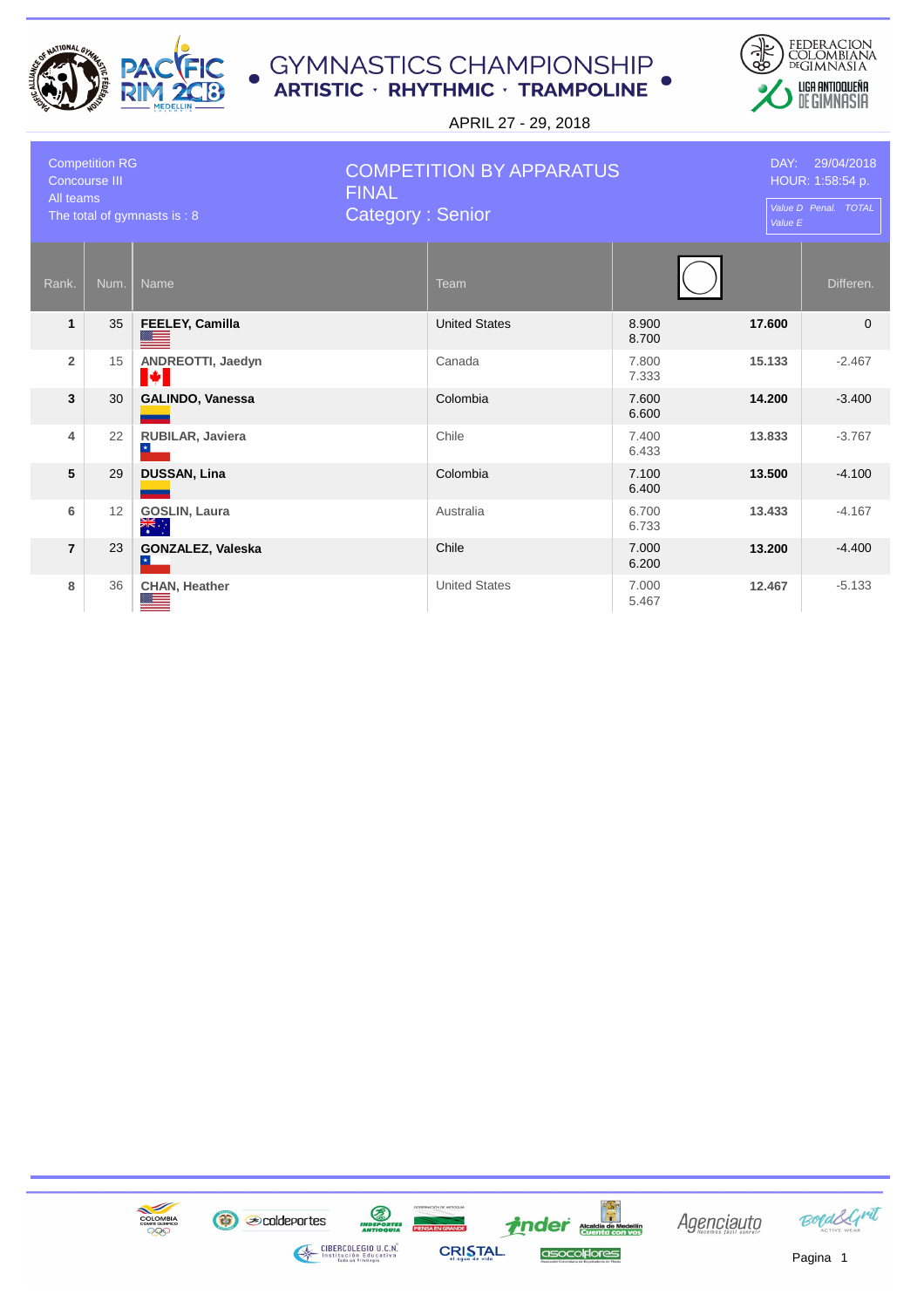# GYMNASTICS CHAMPIONSHIP

**ARTISTIC · RHYTHMIC · TRAMPOLINE**

APRIL 27 - 29, 2018

Competition RG
Concourse III
All teams
The total of gymnasts is : 8

## COMPETITION BY APPARATUS
FINAL
Category : Senior

DAY: 29/04/2018
HOUR: 1:58:54 p.

*Value D Penal. TOTAL*
*Value E*

| Rank. | Num. | Name | Team | Value D / Value E | TOTAL | Differen. |
|---|---|---|---|---|---|---|
| **1** | 35 | **FEELEY, Camilla** | United States | 8.900 / 8.700 | **17.600** | 0 |
| 2 | 15 | ANDREOTTI, Jaedyn | Canada | 7.800 / 7.333 | 15.133 | -2.467 |
| **3** | 30 | **GALINDO, Vanessa** | Colombia | 7.600 / 6.600 | **14.200** | -3.400 |
| 4 | 22 | RUBILAR, Javiera | Chile | 7.400 / 6.433 | 13.833 | -3.767 |
| **5** | 29 | **DUSSAN, Lina** | Colombia | 7.100 / 6.400 | **13.500** | -4.100 |
| 6 | 12 | GOSLIN, Laura | Australia | 6.700 / 6.733 | 13.433 | -4.167 |
| **7** | 23 | **GONZALEZ, Valeska** | Chile | 7.000 / 6.200 | **13.200** | -4.400 |
| 8 | 36 | CHAN, Heather | United States | 7.000 / 5.467 | 12.467 | -5.133 |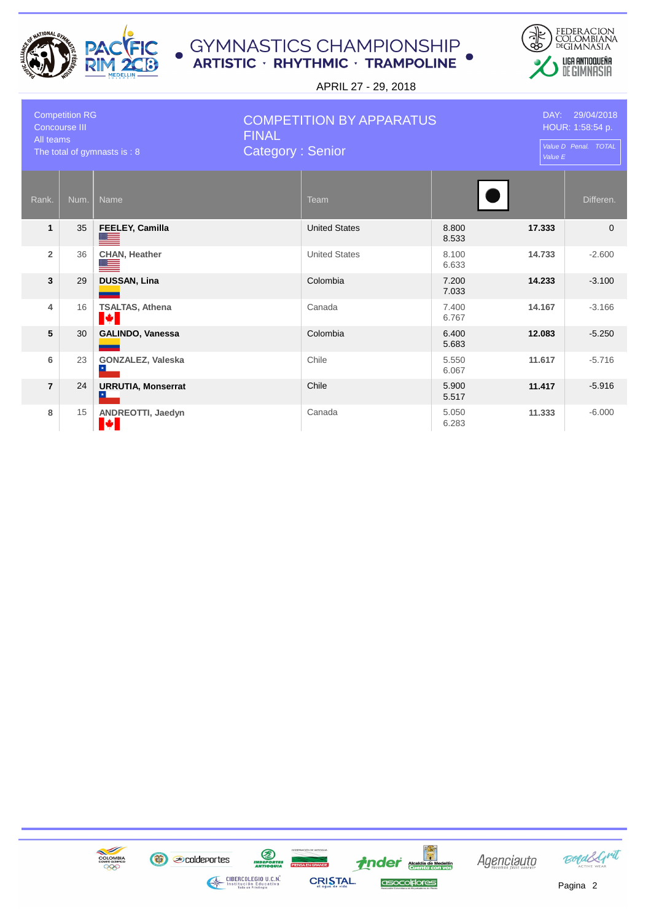# GYMNASTICS CHAMPIONSHIP

**ARTISTIC · RHYTHMIC · TRAMPOLINE**

APRIL 27 - 29, 2018

Competition RG
Concourse III
All teams
The total of gymnasts is : 8

## COMPETITION BY APPARATUS
FINAL
Category : Senior

DAY: 29/04/2018
HOUR: 1:58:54 p.

*Value D Penal. TOTAL*
*Value E*

| Rank. | Num. | Name | Team | Value D / Value E | TOTAL | Differen. |
|---|---|---|---|---|---|---|
| 1 | 35 | **FEELEY, Camilla** | United States | 8.800 / 8.533 | **17.333** | 0 |
| 2 | 36 | **CHAN, Heather** | United States | 8.100 / 6.633 | **14.733** | -2.600 |
| 3 | 29 | **DUSSAN, Lina** | Colombia | 7.200 / 7.033 | **14.233** | -3.100 |
| 4 | 16 | **TSALTAS, Athena** | Canada | 7.400 / 6.767 | **14.167** | -3.166 |
| 5 | 30 | **GALINDO, Vanessa** | Colombia | 6.400 / 5.683 | **12.083** | -5.250 |
| 6 | 23 | **GONZALEZ, Valeska** | Chile | 5.550 / 6.067 | **11.617** | -5.716 |
| 7 | 24 | **URRUTIA, Monserrat** | Chile | 5.900 / 5.517 | **11.417** | -5.916 |
| 8 | 15 | **ANDREOTTI, Jaedyn** | Canada | 5.050 / 6.283 | **11.333** | -6.000 |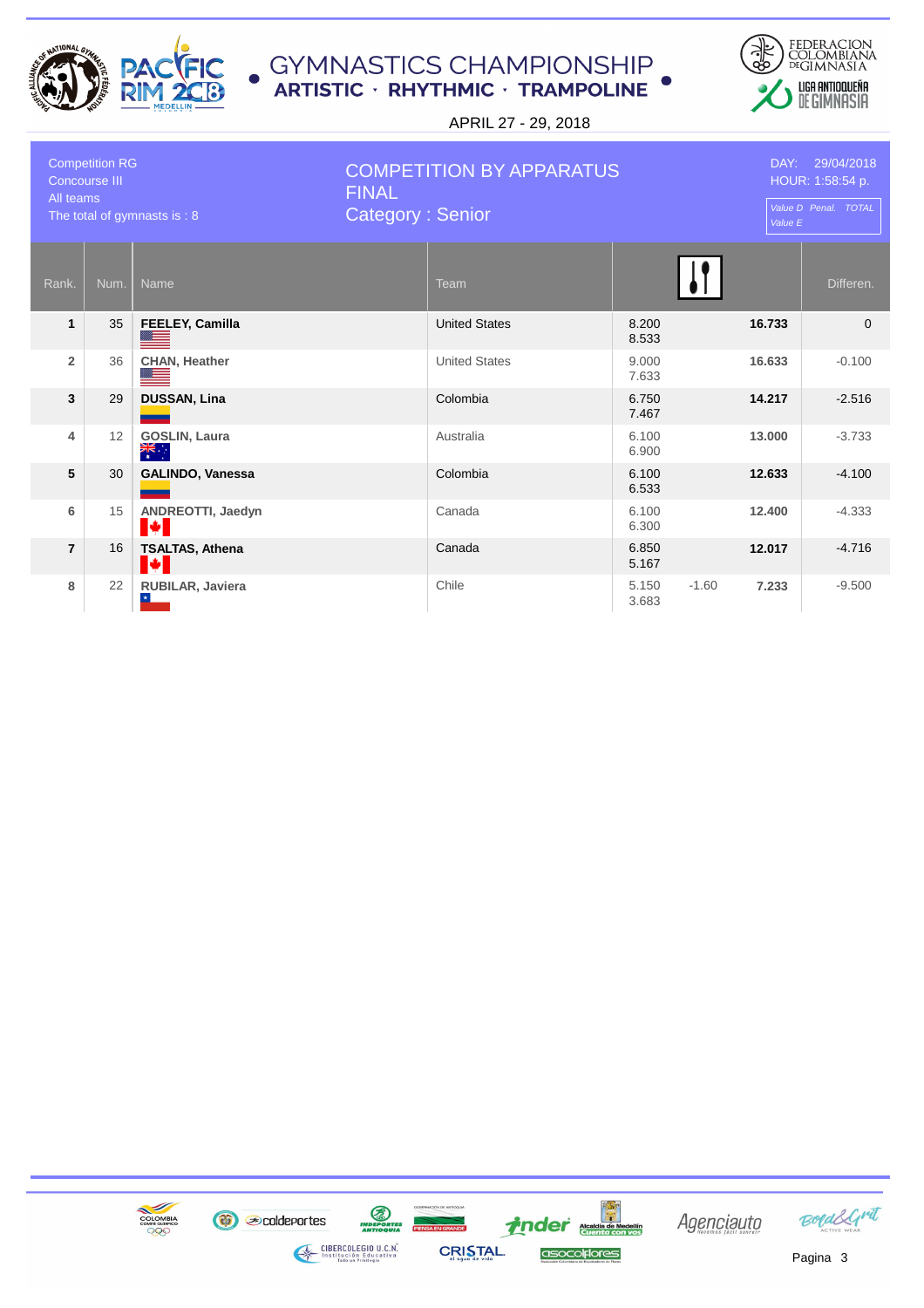# GYMNASTICS CHAMPIONSHIP

**ARTISTIC · RHYTHMIC · TRAMPOLINE**

APRIL 27 - 29, 2018

Competition RG
Concourse III
All teams
The total of gymnasts is : 8

## COMPETITION BY APPARATUS
## FINAL
## Category : Senior

DAY: 29/04/2018
HOUR: 1:58:54 p.

*Value D Penal. TOTAL*
*Value E*

| Rank. | Num. | Name | Team | Value D / Value E | Penal. | TOTAL | Differen. |
|---|---|---|---|---|---|---|---|
| **1** | 35 | **FEELEY, Camilla** | United States | 8.200 / 8.533 | | **16.733** | 0 |
| 2 | 36 | **CHAN, Heather** | United States | 9.000 / 7.633 | | **16.633** | -0.100 |
| **3** | 29 | **DUSSAN, Lina** | Colombia | 6.750 / 7.467 | | **14.217** | -2.516 |
| 4 | 12 | **GOSLIN, Laura** | Australia | 6.100 / 6.900 | | **13.000** | -3.733 |
| **5** | 30 | **GALINDO, Vanessa** | Colombia | 6.100 / 6.533 | | **12.633** | -4.100 |
| 6 | 15 | **ANDREOTTI, Jaedyn** | Canada | 6.100 / 6.300 | | **12.400** | -4.333 |
| **7** | 16 | **TSALTAS, Athena** | Canada | 6.850 / 5.167 | | **12.017** | -4.716 |
| 8 | 22 | **RUBILAR, Javiera** | Chile | 5.150 / 3.683 | -1.60 | **7.233** | -9.500 |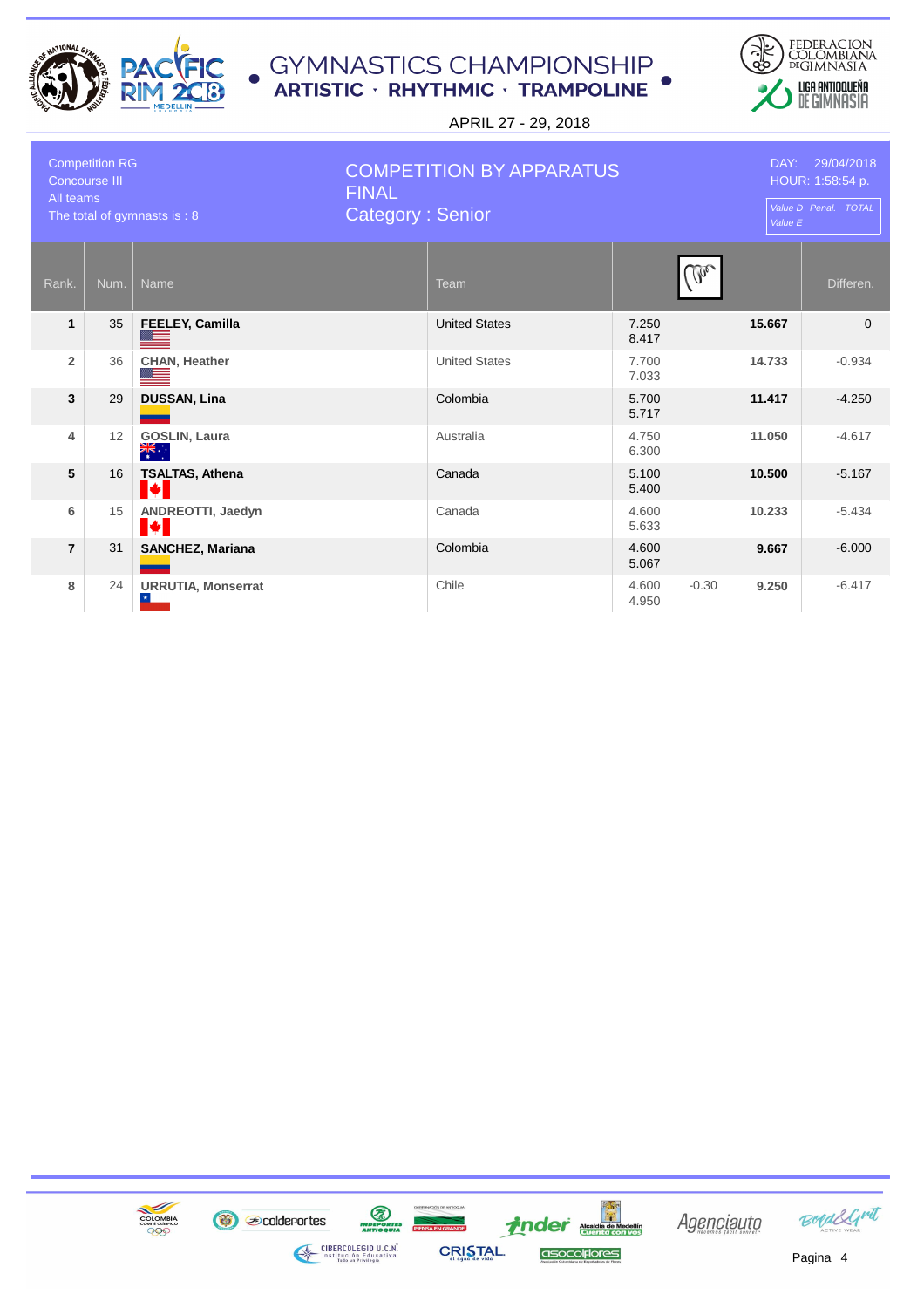# GYMNASTICS CHAMPIONSHIP

**ARTISTIC · RHYTHMIC · TRAMPOLINE**

APRIL 27 - 29, 2018

Competition RG
Concourse III
All teams
The total of gymnasts is : 8

## COMPETITION BY APPARATUS
FINAL
Category : Senior

DAY: 29/04/2018
HOUR: 1:58:54 p.

*Value D Penal. TOTAL*
*Value E*

| Rank. | Num. | Name | Team | Value D / Value E | Penal. | TOTAL | Differen. |
|---|---|---|---|---|---|---|---|
| **1** | 35 | **FEELEY, Camilla** | United States | 7.250 / 8.417 | | **15.667** | 0 |
| **2** | 36 | **CHAN, Heather** | United States | 7.700 / 7.033 | | **14.733** | -0.934 |
| **3** | 29 | **DUSSAN, Lina** | Colombia | 5.700 / 5.717 | | **11.417** | -4.250 |
| **4** | 12 | **GOSLIN, Laura** | Australia | 4.750 / 6.300 | | **11.050** | -4.617 |
| **5** | 16 | **TSALTAS, Athena** | Canada | 5.100 / 5.400 | | **10.500** | -5.167 |
| **6** | 15 | **ANDREOTTI, Jaedyn** | Canada | 4.600 / 5.633 | | **10.233** | -5.434 |
| **7** | 31 | **SANCHEZ, Mariana** | Colombia | 4.600 / 5.067 | | **9.667** | -6.000 |
| **8** | 24 | **URRUTIA, Monserrat** | Chile | 4.600 / 4.950 | -0.30 | **9.250** | -6.417 |